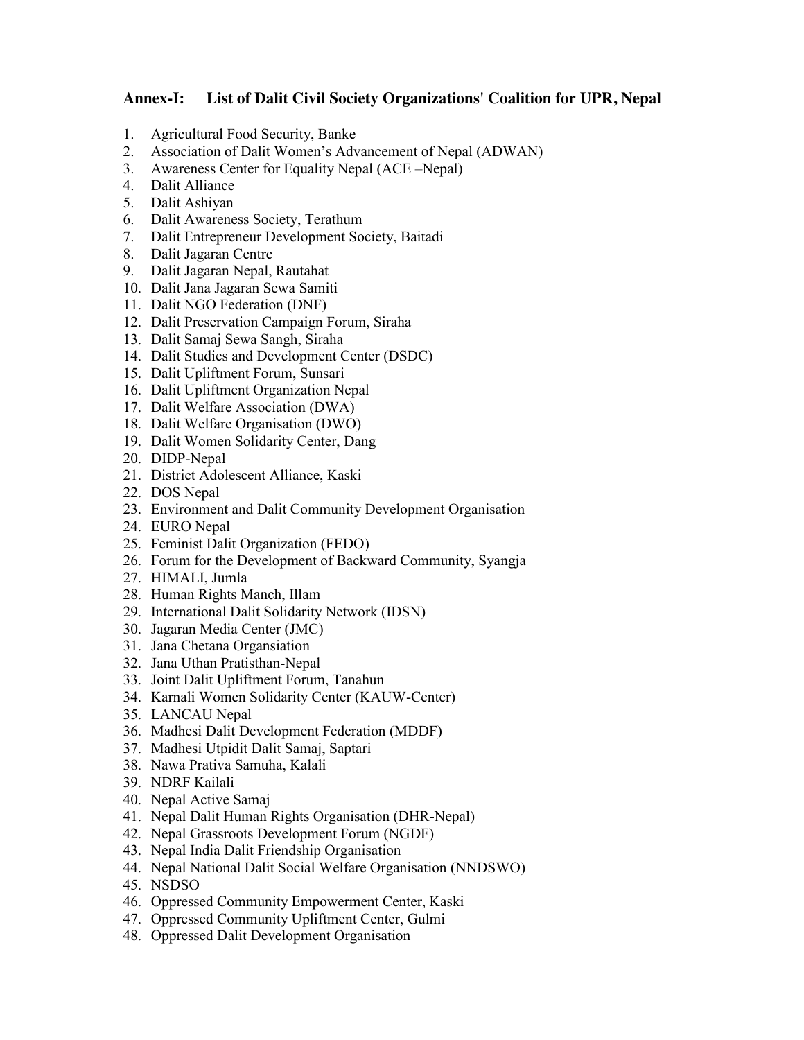## Annex-I: List of Dalit Civil Society Organizations' Coalition for UPR, Nepal

1. Agricultural Food Security, Banke
2. Association of Dalit Women's Advancement of Nepal (ADWAN)
3. Awareness Center for Equality Nepal (ACE –Nepal)
4. Dalit Alliance
5. Dalit Ashiyan
6. Dalit Awareness Society, Terathum
7. Dalit Entrepreneur Development Society, Baitadi
8. Dalit Jagaran Centre
9. Dalit Jagaran Nepal, Rautahat
10. Dalit Jana Jagaran Sewa Samiti
11. Dalit NGO Federation (DNF)
12. Dalit Preservation Campaign Forum, Siraha
13. Dalit Samaj Sewa Sangh, Siraha
14. Dalit Studies and Development Center (DSDC)
15. Dalit Upliftment Forum, Sunsari
16. Dalit Upliftment Organization Nepal
17. Dalit Welfare Association (DWA)
18. Dalit Welfare Organisation (DWO)
19. Dalit Women Solidarity Center, Dang
20. DIDP-Nepal
21. District Adolescent Alliance, Kaski
22. DOS Nepal
23. Environment and Dalit Community Development Organisation
24. EURO Nepal
25. Feminist Dalit Organization (FEDO)
26. Forum for the Development of Backward Community, Syangja
27. HIMALI, Jumla
28. Human Rights Manch, Illam
29. International Dalit Solidarity Network (IDSN)
30. Jagaran Media Center (JMC)
31. Jana Chetana Organsiation
32. Jana Uthan Pratisthan-Nepal
33. Joint Dalit Upliftment Forum, Tanahun
34. Karnali Women Solidarity Center (KAUW-Center)
35. LANCAU Nepal
36. Madhesi Dalit Development Federation (MDDF)
37. Madhesi Utpidit Dalit Samaj, Saptari
38. Nawa Prativa Samuha, Kalali
39. NDRF Kailali
40. Nepal Active Samaj
41. Nepal Dalit Human Rights Organisation (DHR-Nepal)
42. Nepal Grassroots Development Forum (NGDF)
43. Nepal India Dalit Friendship Organisation
44. Nepal National Dalit Social Welfare Organisation (NNDSWO)
45. NSDSO
46. Oppressed Community Empowerment Center, Kaski
47. Oppressed Community Upliftment Center, Gulmi
48. Oppressed Dalit Development Organisation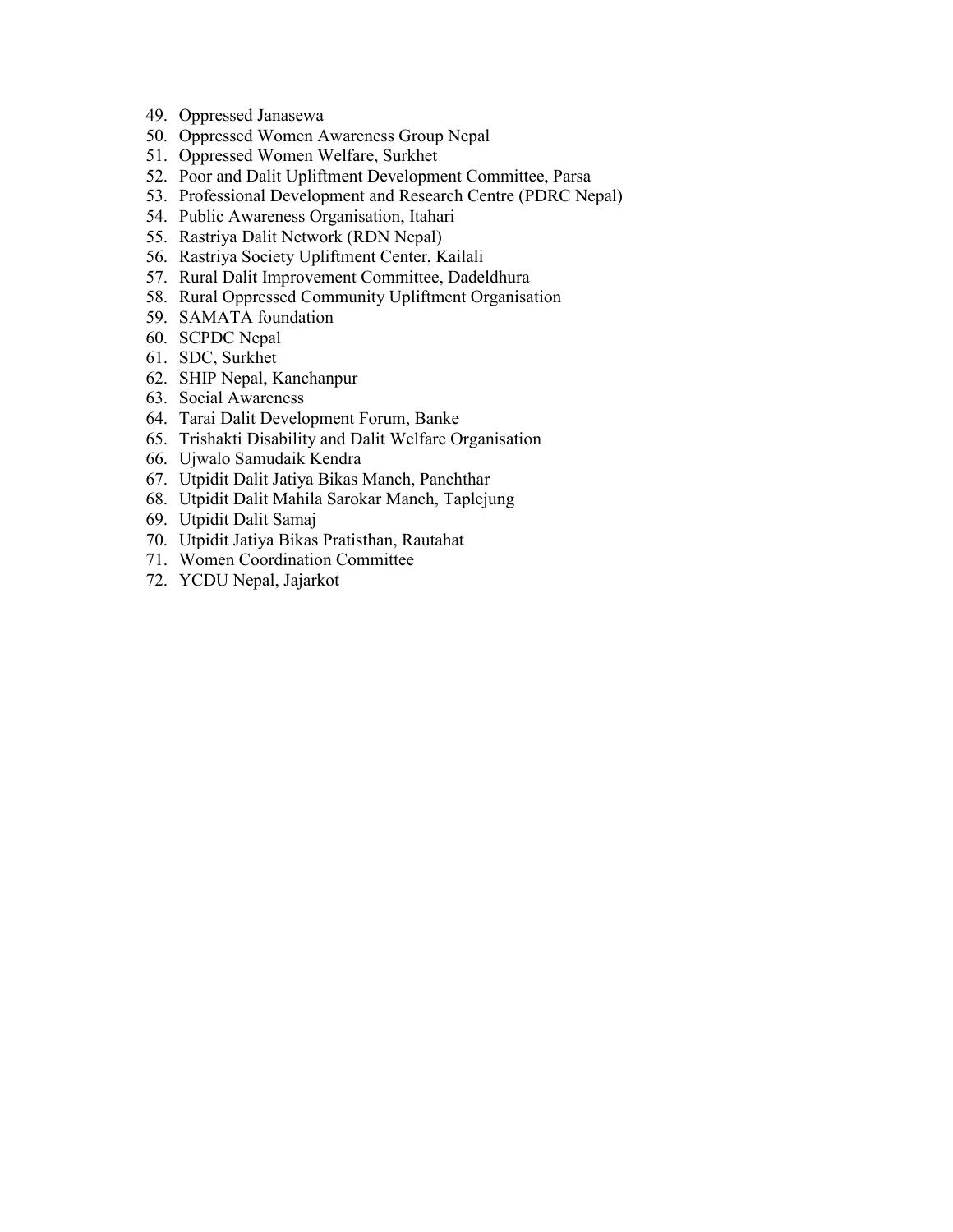49. Oppressed Janasewa
50. Oppressed Women Awareness Group Nepal
51. Oppressed Women Welfare, Surkhet
52. Poor and Dalit Upliftment Development Committee, Parsa
53. Professional Development and Research Centre (PDRC Nepal)
54. Public Awareness Organisation, Itahari
55. Rastriya Dalit Network (RDN Nepal)
56. Rastriya Society Upliftment Center, Kailali
57. Rural Dalit Improvement Committee, Dadeldhura
58. Rural Oppressed Community Upliftment Organisation
59. SAMATA foundation
60. SCPDC Nepal
61. SDC, Surkhet
62. SHIP Nepal, Kanchanpur
63. Social Awareness
64. Tarai Dalit Development Forum, Banke
65. Trishakti Disability and Dalit Welfare Organisation
66. Ujwalo Samudaik Kendra
67. Utpidit Dalit Jatiya Bikas Manch, Panchthar
68. Utpidit Dalit Mahila Sarokar Manch, Taplejung
69. Utpidit Dalit Samaj
70. Utpidit Jatiya Bikas Pratisthan, Rautahat
71. Women Coordination Committee
72. YCDU Nepal, Jajarkot